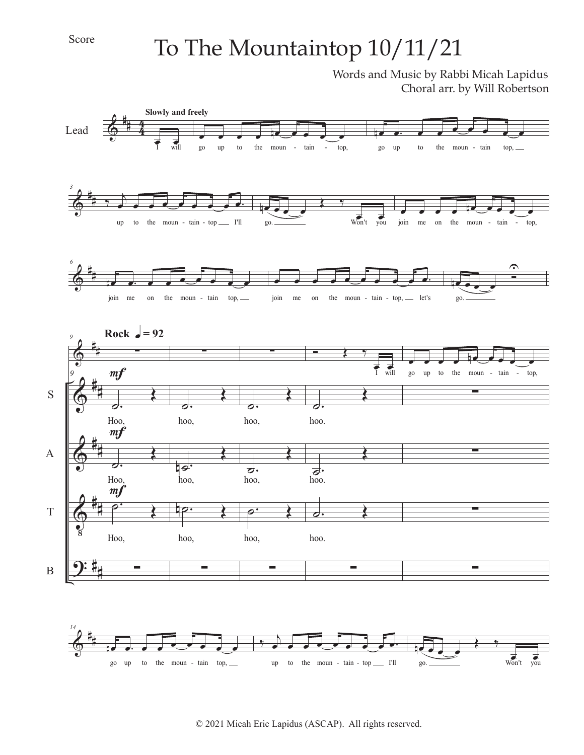Score

# To The Mountaintop 10/11/21

Words and Music by Rabbi Micah Lapidus
Choral arr. by Will Robertson

© 2021 Micah Eric Lapidus (ASCAP). All rights reserved.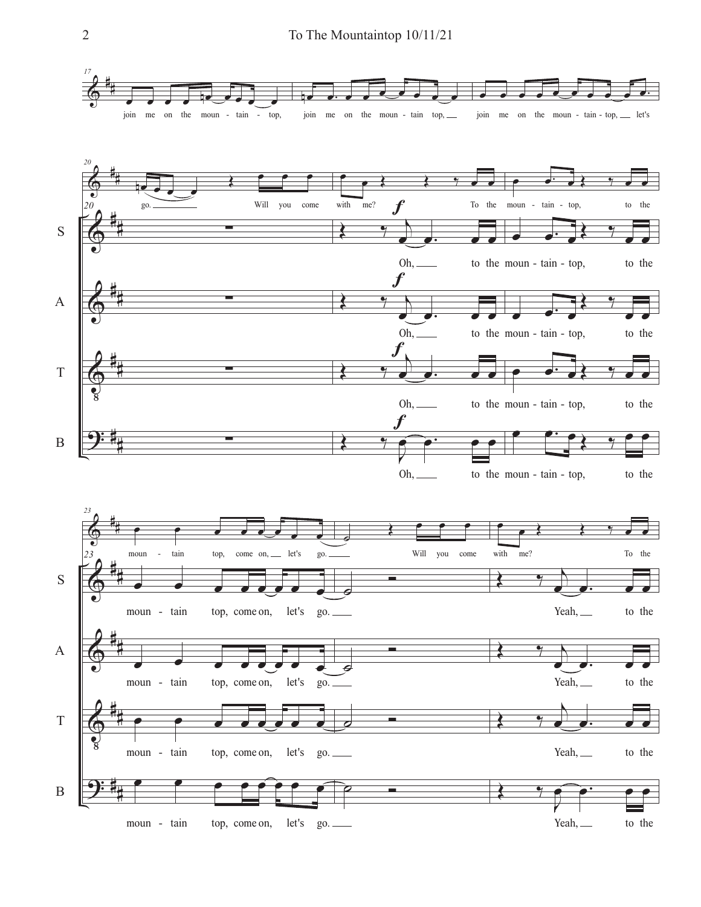17

join me on the moun - tain - top, join me on the moun - tain top, join me on the moun - tain - top, let's

20

go. Will you come with me? To the moun - tain - top, to the

S *f* Oh, to the moun - tain - top, to the

A *f* Oh, to the moun - tain - top, to the

T *f* Oh, to the moun - tain - top, to the

B *f* Oh, to the moun - tain - top, to the

23

moun - tain top, come on, let's go. Will you come with me? To the

S moun - tain top, come on, let's go. Yeah, to the

A moun - tain top, come on, let's go. Yeah, to the

T moun - tain top, come on, let's go. Yeah, to the

B moun - tain top, come on, let's go. Yeah, to the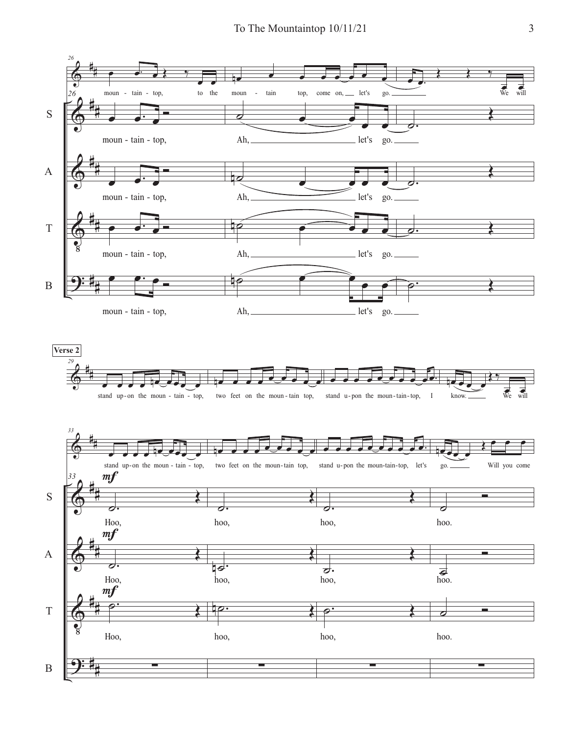mountain-top, to the mountain top, come on, let's go. We will

S: mountain-top, Ah, let's go.

A: mountain-top, Ah, let's go.

T: mountain-top, Ah, let's go.

B: mountain-top, Ah, let's go.

**Verse 2**

stand up-on the mountain-top, two feet on the mountain top, stand upon the mountain-top, I know. We will

stand up-on the mountain-top, two feet on the mountain top, stand upon the mountain-top, let's go. Will you come

S: *mf* Hoo, hoo, hoo, hoo.

A: *mf* Hoo, hoo, hoo, hoo.

T: *mf* Hoo, hoo, hoo, hoo.

B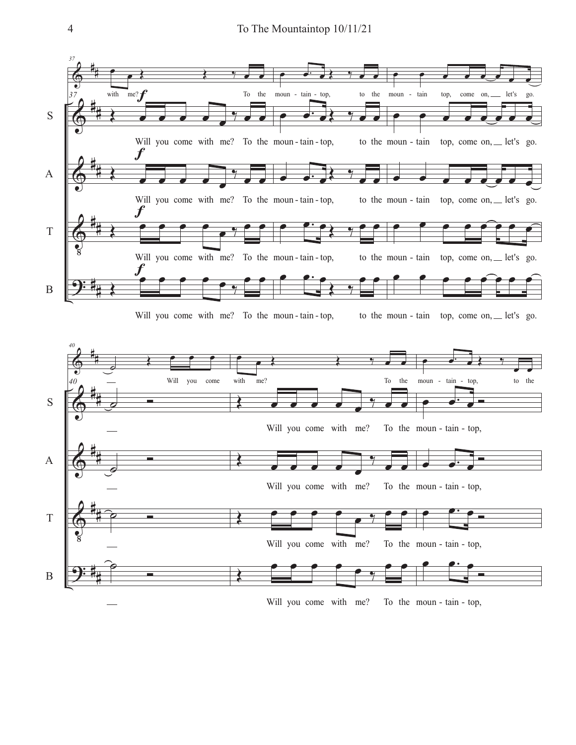37

with me? To the moun - tain - top, to the moun - tain top, come on, let's go.

S — Will you come with me? To the moun - tain - top, to the moun - tain top, come on, let's go.

A — Will you come with me? To the moun - tain - top, to the moun - tain top, come on, let's go.

T — Will you come with me? To the moun - tain - top, to the moun - tain top, come on, let's go.

B — Will you come with me? To the moun - tain - top, to the moun - tain top, come on, let's go.

40

Will you come with me? To the moun - tain - top, to the

S — Will you come with me? To the moun - tain - top,

A — Will you come with me? To the moun - tain - top,

T — Will you come with me? To the moun - tain - top,

B — Will you come with me? To the moun - tain - top,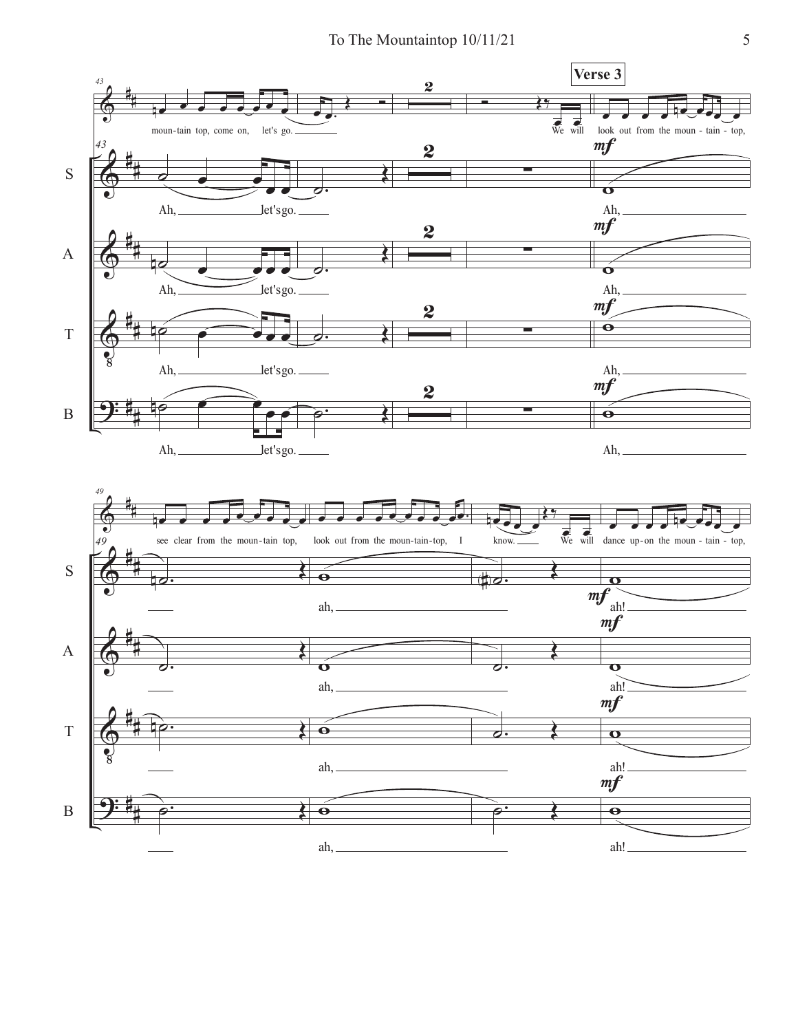**Verse 3**

mountain top, come on, let's go.

We will look out from the moun-tain-top, see clear from the moun-tain top, look out from the moun-tain-top, I know. We will dance up-on the moun-tain-top,

S: Ah, let's go. Ah, ah, ah!

A: Ah, let's go. Ah, ah, ah!

T: Ah, let's go. Ah, ah, ah!

B: Ah, let's go. Ah, ah, ah!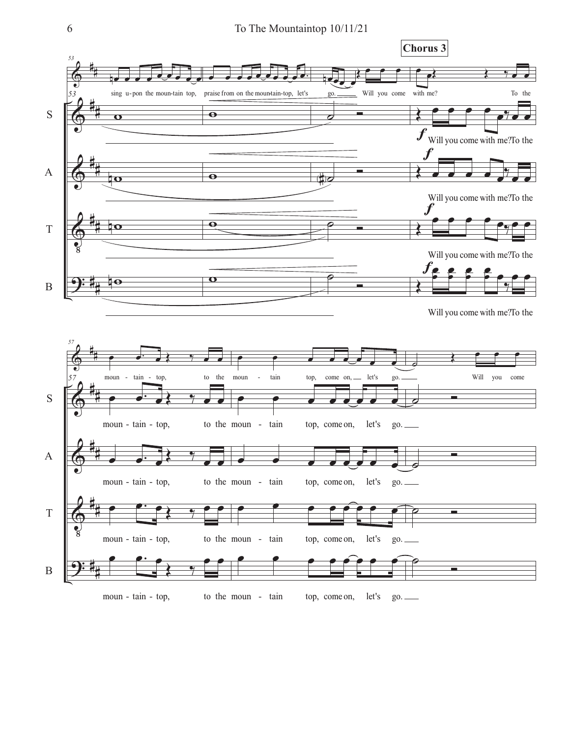**Chorus 3**

sing u-pon the moun-tain top, praise from on the moun-tain-top, let's go. Will you come with me? To the

S — Will you come with me? To the

A — Will you come with me? To the

T — Will you come with me? To the

B — Will you come with me? To the

moun - tain - top, to the moun - tain top, come on, let's go. Will you come

S — moun - tain - top, to the moun - tain top, come on, let's go.

A — moun - tain - top, to the moun - tain top, come on, let's go.

T — moun - tain - top, to the moun - tain top, come on, let's go.

B — moun - tain - top, to the moun - tain top, come on, let's go.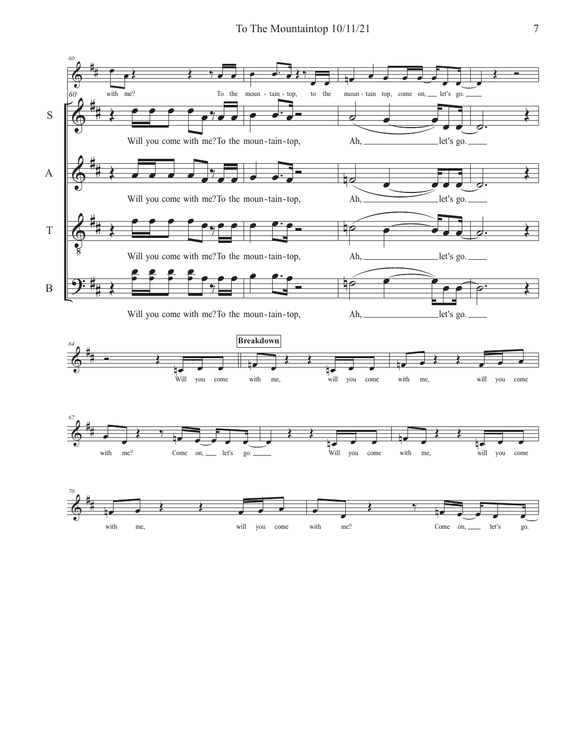with me? To the moun - tain - top, to the moun - tain top, come on, let's go.

S: Will you come with me? To the moun - tain - top, Ah, let's go.

A: Will you come with me? To the moun - tain - top, Ah, let's go.

T: Will you come with me? To the moun - tain - top, Ah, let's go.

B: Will you come with me? To the moun - tain - top, Ah, let's go.

Will you come

**Breakdown**

with me, will you come with me, will you come

with me? Come on, let's go. Will you come with me, will you come

with me, will you come with me? Come on, let's go.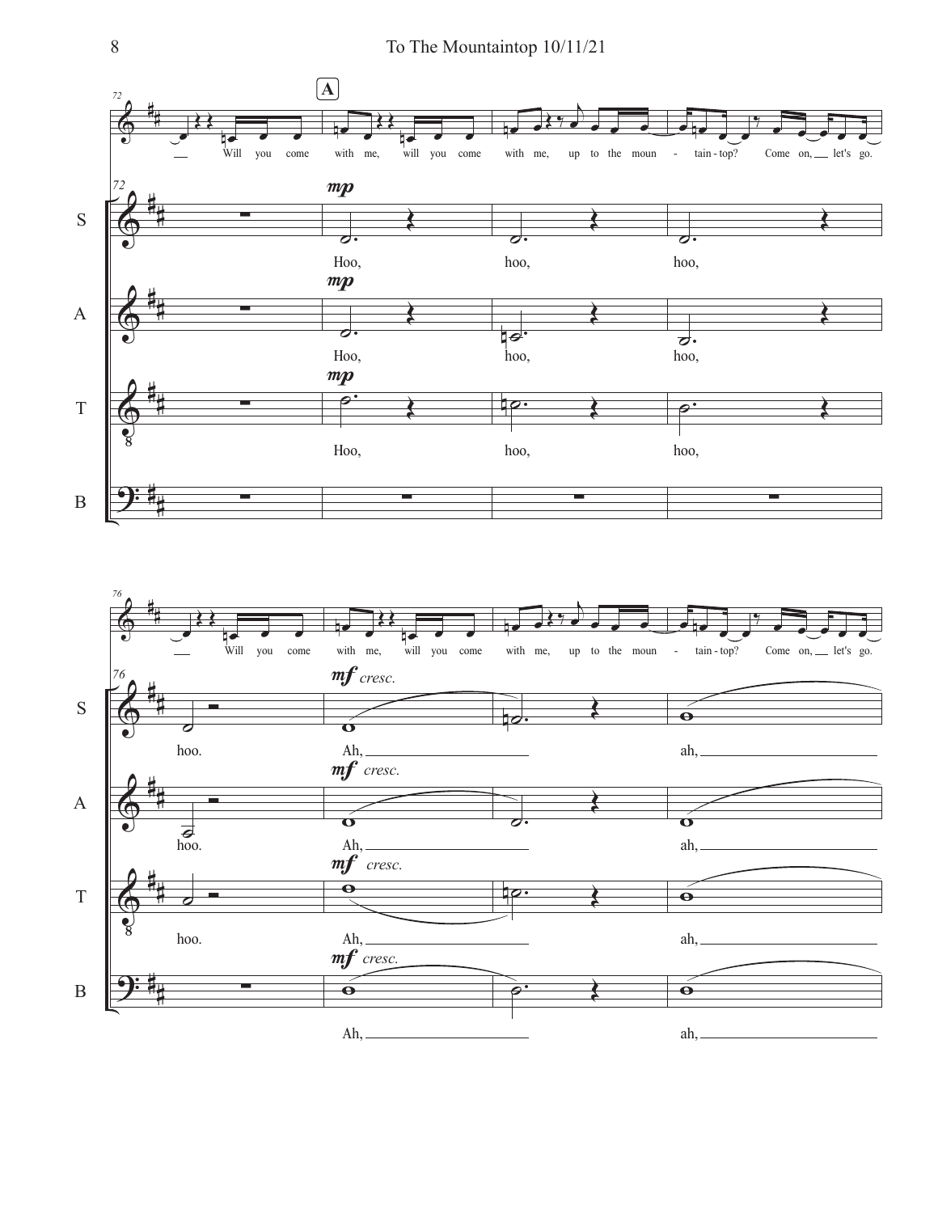**A**

72

Will you come with me, will you come with me, up to the moun - tain-top? Come on, let's go.

S — *mp* Hoo, hoo, hoo,

A — *mp* Hoo, hoo, hoo,

T — *mp* Hoo, hoo, hoo,

B

76

Will you come with me, will you come with me, up to the moun - tain-top? Come on, let's go.

S — hoo. *mf cresc.* Ah, ah,

A — hoo. *mf cresc.* Ah, ah,

T — hoo. *mf cresc.* Ah, ah,

B — *mf cresc.* Ah, ah,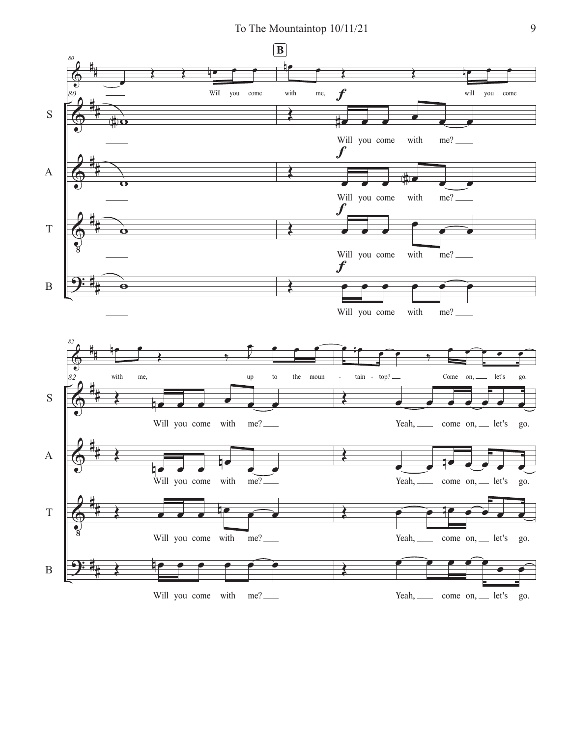B

S

Will you come with me?

Yeah, come on, let's go.

A

T

B

Will you come with me, will you come with me, up to the moun - tain - top? Come on, let's go.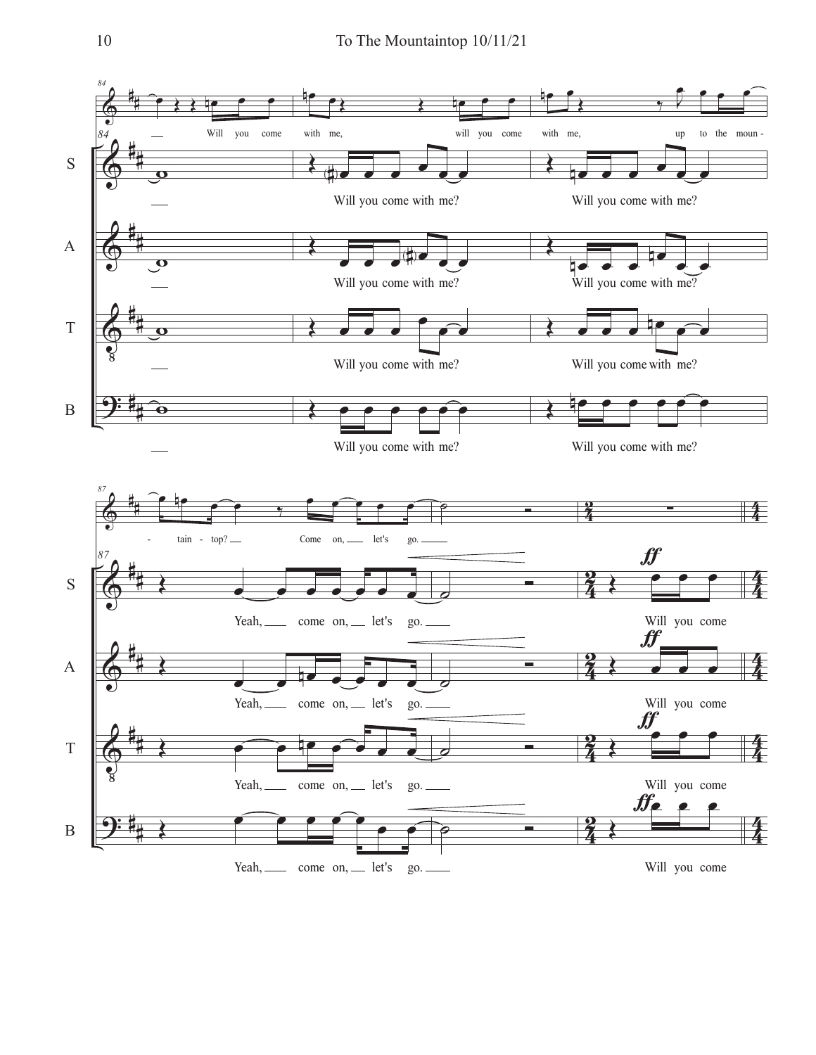Will you come with me, will you come with me, up to the moun-

S: Will you come with me? Will you come with me?

A: Will you come with me? Will you come with me?

T: Will you come with me? Will you come with me?

B: Will you come with me? Will you come with me?

tain - top? Come on, let's go.

S: Yeah, come on, let's go. Will you come

A: Yeah, come on, let's go. Will you come

T: Yeah, come on, let's go. Will you come

B: Yeah, come on, let's go. Will you come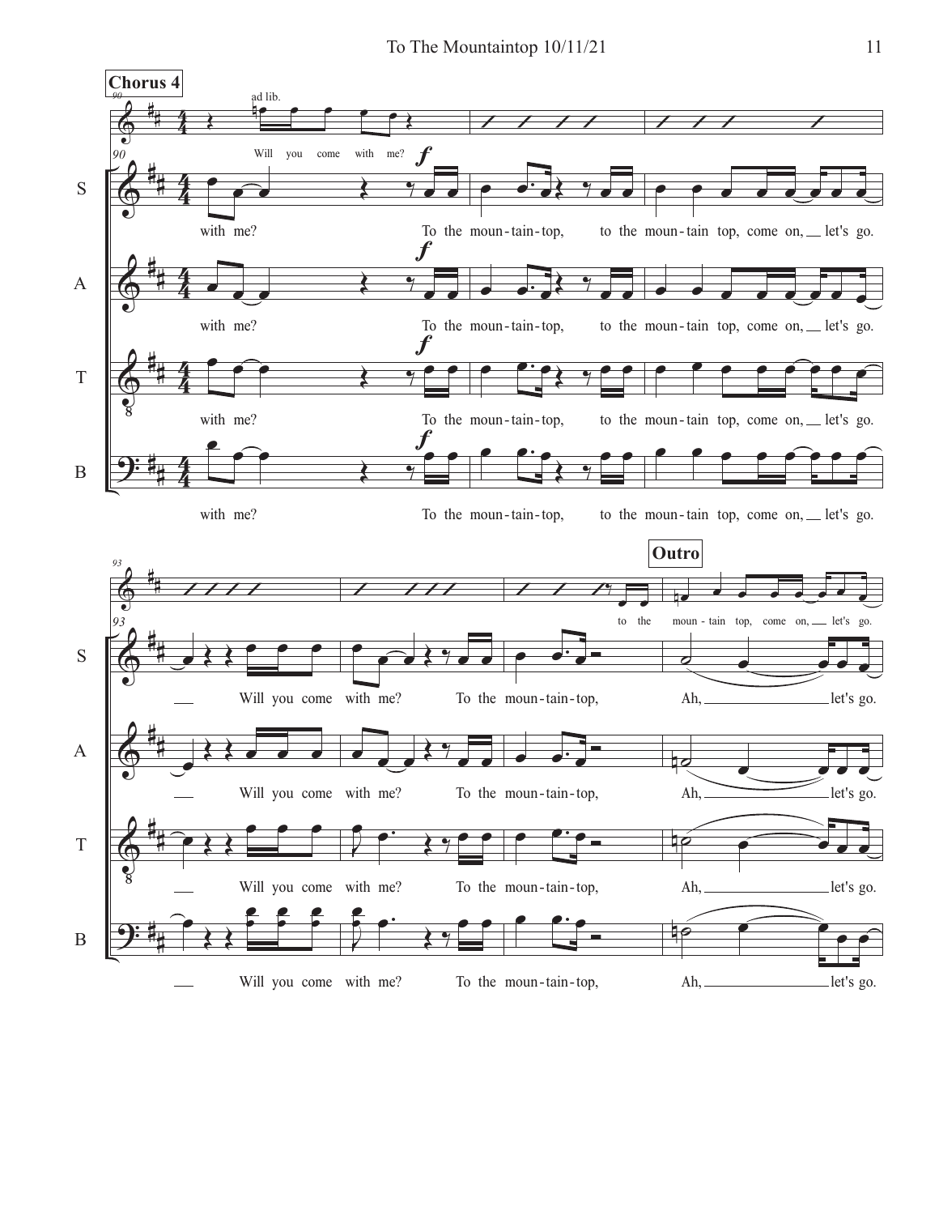**Chorus 4**

ad lib.

Will you come with me?

S: with me? To the moun-tain-top, to the moun-tain top, come on, let's go.

A: with me? To the moun-tain-top, to the moun-tain top, come on, let's go.

T: with me? To the moun-tain-top, to the moun-tain top, come on, let's go.

B: with me? To the moun-tain-top, to the moun-tain top, come on, let's go.

**Outro**

to the moun - tain top, come on, let's go.

S: Will you come with me? To the moun-tain-top, Ah, let's go.

A: Will you come with me? To the moun-tain-top, Ah, let's go.

T: Will you come with me? To the moun-tain-top, Ah, let's go.

B: Will you come with me? To the moun-tain-top, Ah, let's go.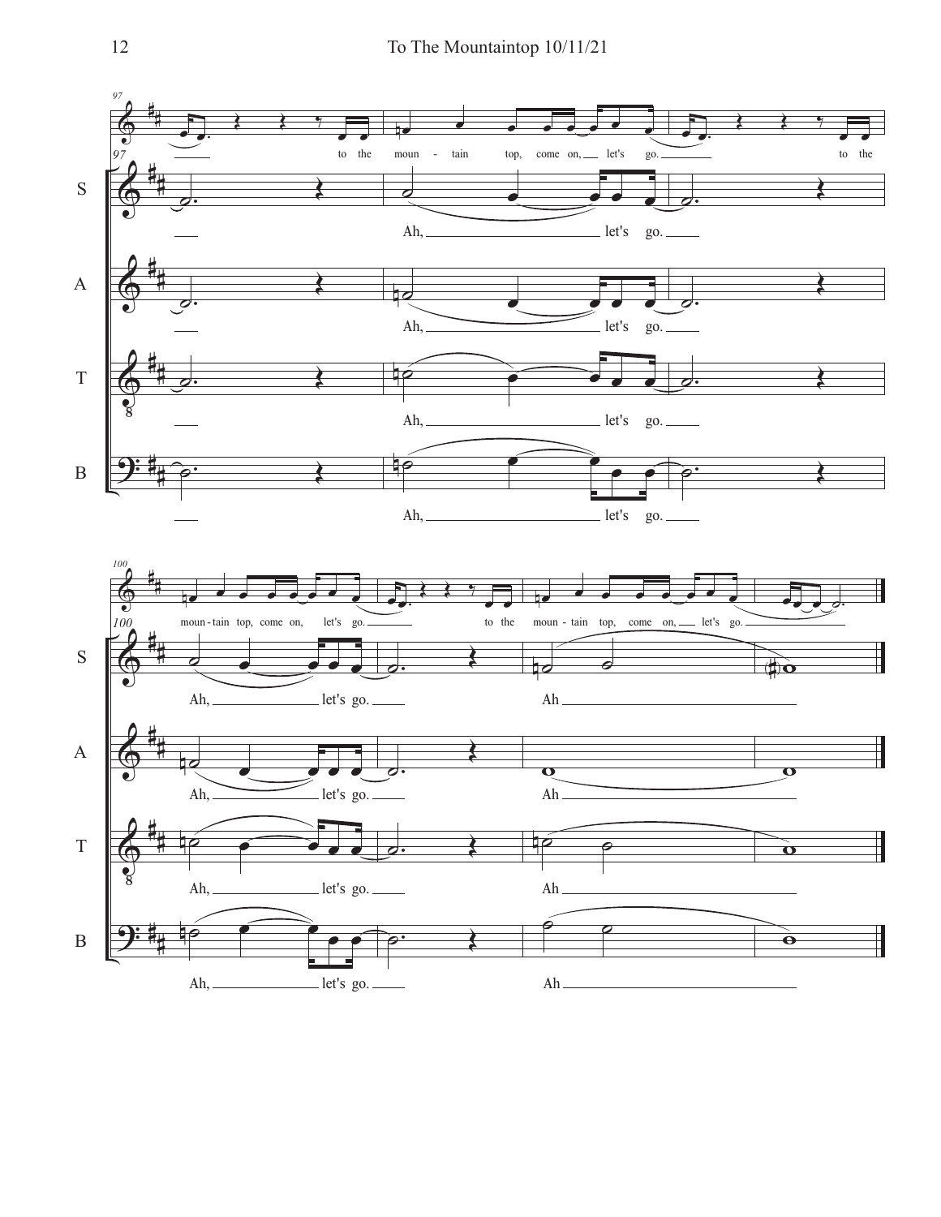97

to the moun - tain top, come on, let's go. to the

S: Ah, let's go.

A: Ah, let's go.

T: Ah, let's go.

B: Ah, let's go.

100

moun - tain top, come on, let's go. to the moun - tain top, come on, let's go.

S: Ah, let's go. Ah

A: Ah, let's go. Ah

T: Ah, let's go. Ah

B: Ah, let's go. Ah